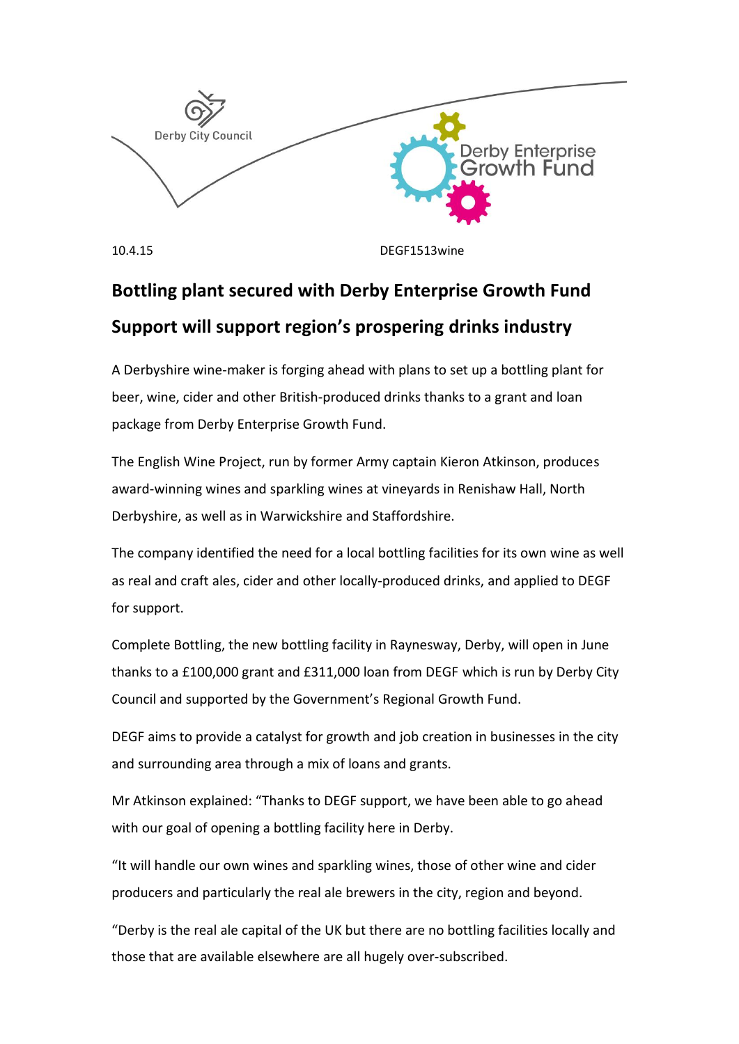Derby City Council

Derby Enterprise Growth Fund

10.4.15 DEGF1513wine

# Bottling plant secured with Derby Enterprise Growth Fund

## Support will support region's prospering drinks industry

A Derbyshire wine-maker is forging ahead with plans to set up a bottling plant for beer, wine, cider and other British-produced drinks thanks to a grant and loan package from Derby Enterprise Growth Fund.

The English Wine Project, run by former Army captain Kieron Atkinson, produces award-winning wines and sparkling wines at vineyards in Renishaw Hall, North Derbyshire, as well as in Warwickshire and Staffordshire.

The company identified the need for a local bottling facilities for its own wine as well as real and craft ales, cider and other locally-produced drinks, and applied to DEGF for support.

Complete Bottling, the new bottling facility in Raynesway, Derby, will open in June thanks to a £100,000 grant and £311,000 loan from DEGF which is run by Derby City Council and supported by the Government's Regional Growth Fund.

DEGF aims to provide a catalyst for growth and job creation in businesses in the city and surrounding area through a mix of loans and grants.

Mr Atkinson explained: "Thanks to DEGF support, we have been able to go ahead with our goal of opening a bottling facility here in Derby.

"It will handle our own wines and sparkling wines, those of other wine and cider producers and particularly the real ale brewers in the city, region and beyond.

"Derby is the real ale capital of the UK but there are no bottling facilities locally and those that are available elsewhere are all hugely over-subscribed.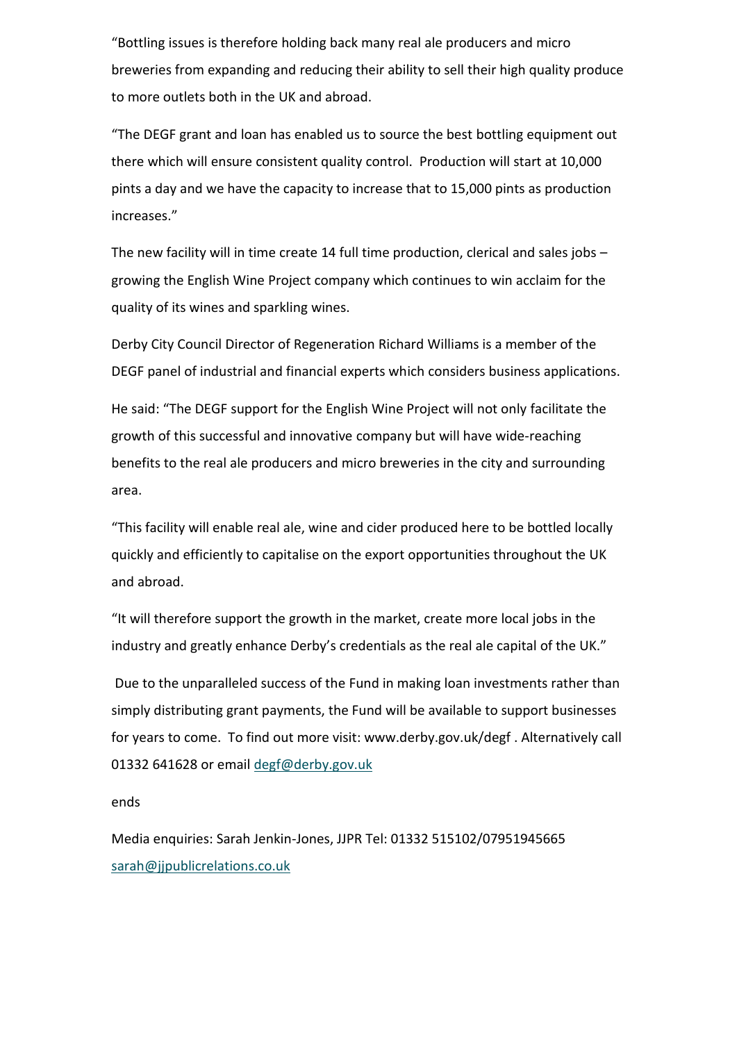"Bottling issues is therefore holding back many real ale producers and micro breweries from expanding and reducing their ability to sell their high quality produce to more outlets both in the UK and abroad.

"The DEGF grant and loan has enabled us to source the best bottling equipment out there which will ensure consistent quality control. Production will start at 10,000 pints a day and we have the capacity to increase that to 15,000 pints as production increases."

The new facility will in time create 14 full time production, clerical and sales jobs – growing the English Wine Project company which continues to win acclaim for the quality of its wines and sparkling wines.

Derby City Council Director of Regeneration Richard Williams is a member of the DEGF panel of industrial and financial experts which considers business applications.

He said: "The DEGF support for the English Wine Project will not only facilitate the growth of this successful and innovative company but will have wide-reaching benefits to the real ale producers and micro breweries in the city and surrounding area.

"This facility will enable real ale, wine and cider produced here to be bottled locally quickly and efficiently to capitalise on the export opportunities throughout the UK and abroad.

"It will therefore support the growth in the market, create more local jobs in the industry and greatly enhance Derby's credentials as the real ale capital of the UK."

Due to the unparalleled success of the Fund in making loan investments rather than simply distributing grant payments, the Fund will be available to support businesses for years to come. To find out more visit: www.derby.gov.uk/degf . Alternatively call 01332 641628 or email degf@derby.gov.uk

ends

Media enquiries: Sarah Jenkin-Jones, JJPR Tel: 01332 515102/07951945665 sarah@jjpublicrelations.co.uk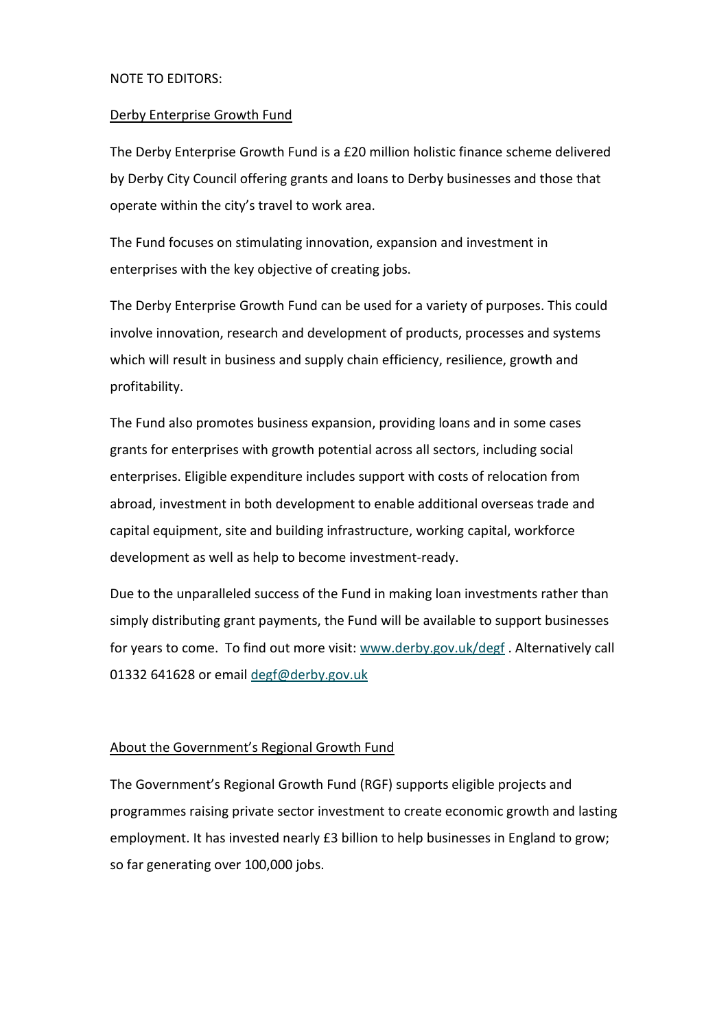NOTE TO EDITORS:

## Derby Enterprise Growth Fund

The Derby Enterprise Growth Fund is a £20 million holistic finance scheme delivered by Derby City Council offering grants and loans to Derby businesses and those that operate within the city's travel to work area.

The Fund focuses on stimulating innovation, expansion and investment in enterprises with the key objective of creating jobs.

The Derby Enterprise Growth Fund can be used for a variety of purposes. This could involve innovation, research and development of products, processes and systems which will result in business and supply chain efficiency, resilience, growth and profitability.

The Fund also promotes business expansion, providing loans and in some cases grants for enterprises with growth potential across all sectors, including social enterprises. Eligible expenditure includes support with costs of relocation from abroad, investment in both development to enable additional overseas trade and capital equipment, site and building infrastructure, working capital, workforce development as well as help to become investment-ready.

Due to the unparalleled success of the Fund in making loan investments rather than simply distributing grant payments, the Fund will be available to support businesses for years to come. To find out more visit: [www.derby.gov.uk/degf](http://www.derby.gov.uk/degf) . Alternatively call 01332 641628 or email [degf@derby.gov.uk](mailto:degf@derby.gov.uk)

## About the Government's Regional Growth Fund

The Government's Regional Growth Fund (RGF) supports eligible projects and programmes raising private sector investment to create economic growth and lasting employment. It has invested nearly £3 billion to help businesses in England to grow; so far generating over 100,000 jobs.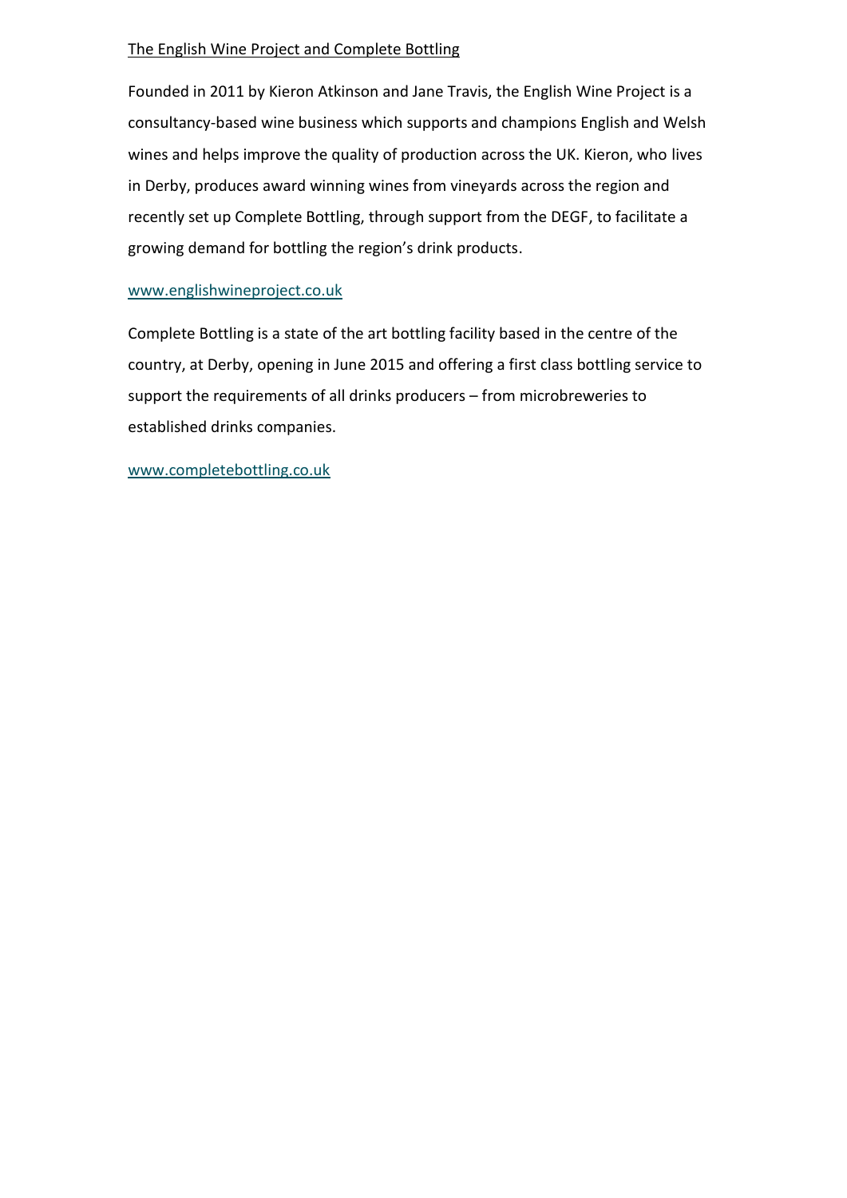The English Wine Project and Complete Bottling

Founded in 2011 by Kieron Atkinson and Jane Travis, the English Wine Project is a consultancy-based wine business which supports and champions English and Welsh wines and helps improve the quality of production across the UK. Kieron, who lives in Derby, produces award winning wines from vineyards across the region and recently set up Complete Bottling, through support from the DEGF, to facilitate a growing demand for bottling the region's drink products.

www.englishwineproject.co.uk

Complete Bottling is a state of the art bottling facility based in the centre of the country, at Derby, opening in June 2015 and offering a first class bottling service to support the requirements of all drinks producers – from microbreweries to established drinks companies.

www.completebottling.co.uk